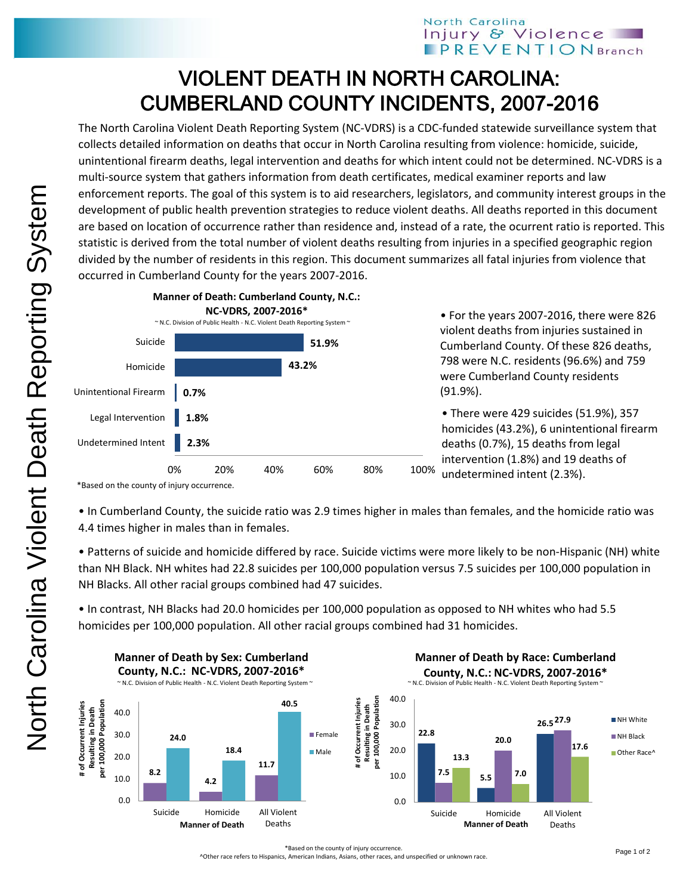North Carolina Injury & Violence PREVENTION Branch

# VIOLENT DEATH IN NORTH CAROLINA: CUMBERLAND COUNTY INCIDENTS, 2007-2016

The North Carolina Violent Death Reporting System (NC-VDRS) is a CDC-funded statewide surveillance system that collects detailed information on deaths that occur in North Carolina resulting from violence: homicide, suicide, unintentional firearm deaths, legal intervention and deaths for which intent could not be determined. NC-VDRS is a multi-source system that gathers information from death certificates, medical examiner reports and law enforcement reports. The goal of this system is to aid researchers, legislators, and community interest groups in the development of public health prevention strategies to reduce violent deaths. All deaths reported in this document are based on location of occurrence rather than residence and, instead of a rate, the ocurrent ratio is reported. This statistic is derived from the total number of violent deaths resulting from injuries in a specified geographic region divided by the number of residents in this region. This document summarizes all fatal injuries from violence that occurred in Cumberland County for the years 2007-2016.

**Manner of Death: Cumberland County, N.C.: NC-VDRS, 2007-2016***

~ N.C. Division of Public Health - N.C. Violent Death Reporting System ~

| Manner of Death | Percent |
|---|---|
| Suicide | 51.9% |
| Homicide | 43.2% |
| Unintentional Firearm | 0.7% |
| Legal Intervention | 1.8% |
| Undetermined Intent | 2.3% |

*Based on the county of injury occurrence.

- For the years 2007-2016, there were 826 violent deaths from injuries sustained in Cumberland County. Of these 826 deaths, 798 were N.C. residents (96.6%) and 759 were Cumberland County residents (91.9%).
- There were 429 suicides (51.9%), 357 homicides (43.2%), 6 unintentional firearm deaths (0.7%), 15 deaths from legal intervention (1.8%) and 19 deaths of undetermined intent (2.3%).
- In Cumberland County, the suicide ratio was 2.9 times higher in males than females, and the homicide ratio was 4.4 times higher in males than in females.
- Patterns of suicide and homicide differed by race. Suicide victims were more likely to be non-Hispanic (NH) white than NH Black. NH whites had 22.8 suicides per 100,000 population versus 7.5 suicides per 100,000 population in NH Blacks. All other racial groups combined had 47 suicides.
- In contrast, NH Blacks had 20.0 homicides per 100,000 population as opposed to NH whites who had 5.5 homicides per 100,000 population. All other racial groups combined had 31 homicides.

**Manner of Death by Sex: Cumberland County, N.C.: NC-VDRS, 2007-2016***

~ N.C. Division of Public Health - N.C. Violent Death Reporting System ~

# of Occurrent Injuries Resulting in Death per 100,000 Population

| Manner of Death | Female | Male |
|---|---|---|
| Suicide | 8.2 | 24.0 |
| Homicide | 4.2 | 18.4 |
| All Violent Deaths | 11.7 | 40.5 |

**Manner of Death by Race: Cumberland County, N.C.: NC-VDRS, 2007-2016***

~ N.C. Division of Public Health - N.C. Violent Death Reporting System ~

# of Occurrent Injuries Resulting in Death per 100,000 Population

| Manner of Death | NH White | NH Black | Other Race^ |
|---|---|---|---|
| Suicide | 22.8 | 7.5 | 13.3 |
| Homicide | 5.5 | 20.0 | 7.0 |
| All Violent Deaths | 26.5 | 27.9 | 17.6 |

*Based on the county of injury occurrence.

^Other race refers to Hispanics, American Indians, Asians, other races, and unspecified or unknown race.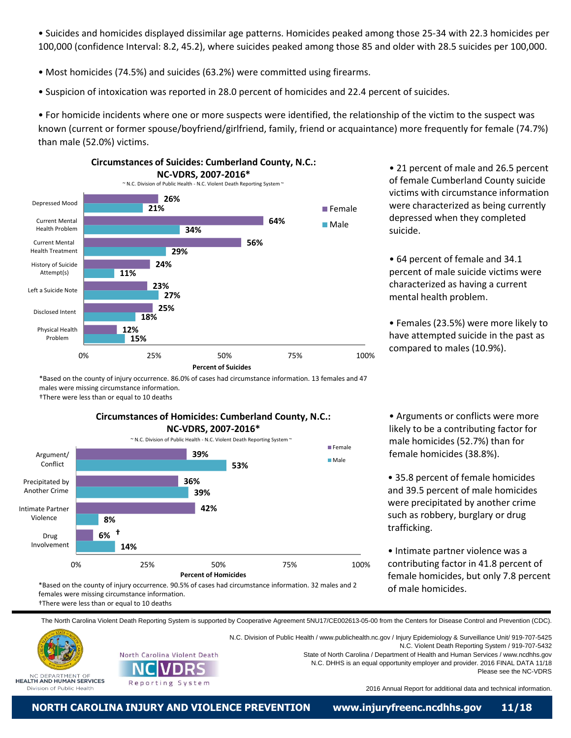• Suicides and homicides displayed dissimilar age patterns. Homicides peaked among those 25-34 with 22.3 homicides per 100,000 (confidence Interval: 8.2, 45.2), where suicides peaked among those 85 and older with 28.5 suicides per 100,000.

• Most homicides (74.5%) and suicides (63.2%) were committed using firearms.

• Suspicion of intoxication was reported in 28.0 percent of homicides and 22.4 percent of suicides.

• For homicide incidents where one or more suspects were identified, the relationship of the victim to the suspect was known (current or former spouse/boyfriend/girlfriend, family, friend or acquaintance) more frequently for female (74.7%) than male (52.0%) victims.

**Circumstances of Suicides: Cumberland County, N.C.: NC-VDRS, 2007-2016***

~ N.C. Division of Public Health - N.C. Violent Death Reporting System ~

Female
Male

Depressed Mood: 26%, 21%
Current Mental Health Problem: 64%, 34%
Current Mental Health Treatment: 56%, 29%
History of Suicide Attempt(s): 24%, 11%
Left a Suicide Note: 23%, 27%
Disclosed Intent: 25%, 18%
Physical Health Problem: 12%, 15%

0% 25% 50% 75% 100%

Percent of Suicides

*Based on the county of injury occurrence. 86.0% of cases had circumstance information. 13 females and 47 males were missing circumstance information.
†There were less than or equal to 10 deaths

• 21 percent of male and 26.5 percent of female Cumberland County suicide victims with circumstance information were characterized as being currently depressed when they completed suicide.

• 64 percent of female and 34.1 percent of male suicide victims were characterized as having a current mental health problem.

• Females (23.5%) were more likely to have attempted suicide in the past as compared to males (10.9%).

**Circumstances of Homicides: Cumberland County, N.C.: NC-VDRS, 2007-2016***

~ N.C. Division of Public Health - N.C. Violent Death Reporting System ~

Female
Male

Argument/ Conflict: 39%, 53%
Precipitated by Another Crime: 36%, 39%
Intimate Partner Violence: 42%, 8%
Drug Involvement: 6% †, 14%

0% 25% 50% 75% 100%

Percent of Homicides

*Based on the county of injury occurrence. 90.5% of cases had circumstance information. 32 males and 2 females were missing circumstance information.
†There were less than or equal to 10 deaths

• Arguments or conflicts were more likely to be a contributing factor for male homicides (52.7%) than for female homicides (38.8%).

• 35.8 percent of female homicides and 39.5 percent of male homicides were precipitated by another crime such as robbery, burglary or drug trafficking.

• Intimate partner violence was a contributing factor in 41.8 percent of female homicides, but only 7.8 percent of male homicides.

The North Carolina Violent Death Reporting System is supported by Cooperative Agreement 5NU17/CE002613-05-00 from the Centers for Disease Control and Prevention (CDC).

NC DEPARTMENT OF HEALTH AND HUMAN SERVICES
Division of Public Health

North Carolina Violent Death NC VDRS Reporting System

N.C. Division of Public Health / www.publichealth.nc.gov / Injury Epidemiology & Surveillance Unit/ 919-707-5425
N.C. Violent Death Reporting System / 919-707-5432
State of North Carolina / Department of Health and Human Services / www.ncdhhs.gov
N.C. DHHS is an equal opportunity employer and provider. 2016 FINAL DATA 11/18
Please see the NC-VDRS
2016 Annual Report for additional data and technical information.

NORTH CAROLINA INJURY AND VIOLENCE PREVENTION www.injuryfreenc.ncdhhs.gov